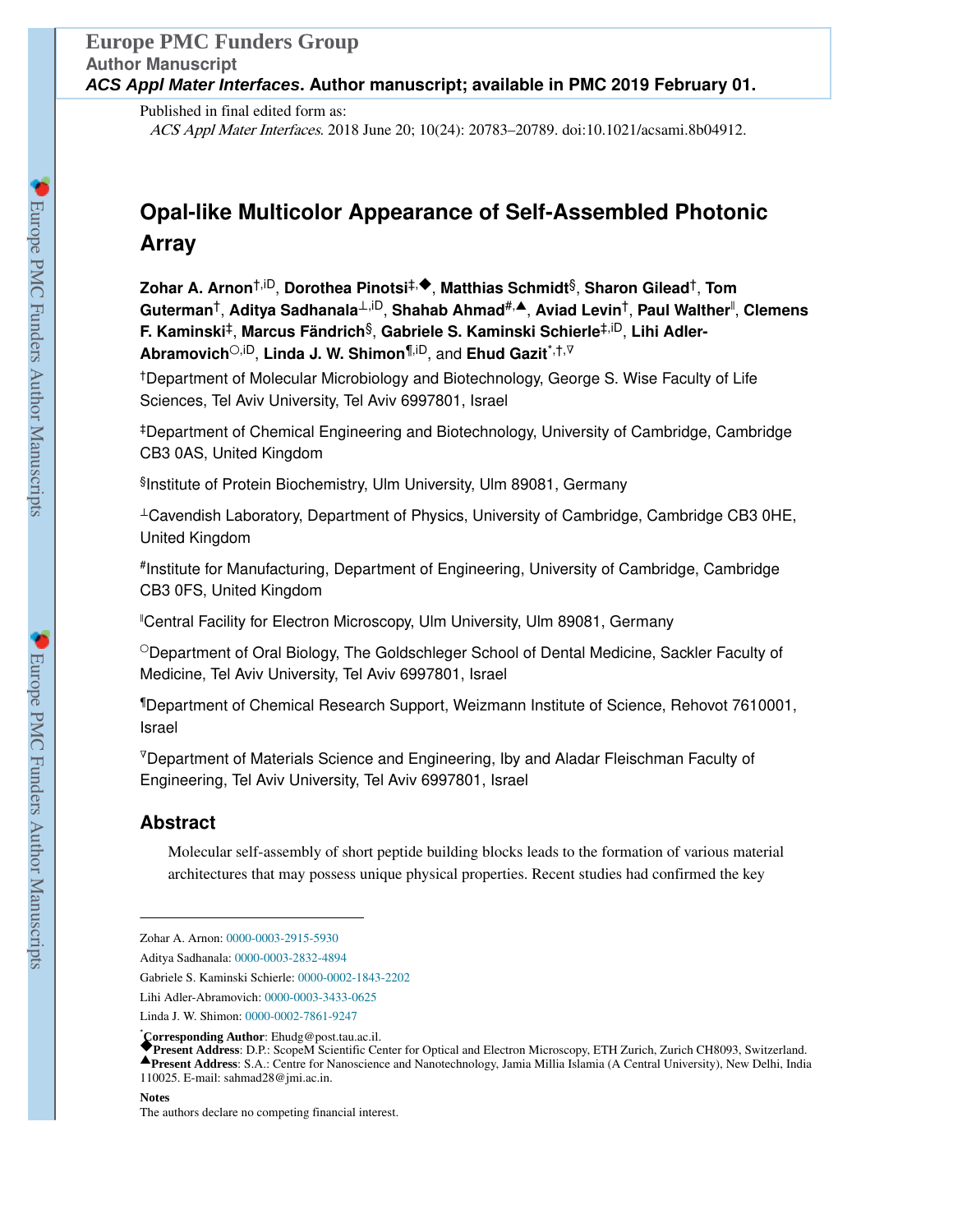Europe PMC Funders Group
Author Manuscript

*ACS Appl Mater Interfaces*. Author manuscript; available in PMC 2019 February 01.

Published in final edited form as:

*ACS Appl Mater Interfaces*. 2018 June 20; 10(24): 20783–20789. doi:10.1021/acsami.8b04912.

# Opal-like Multicolor Appearance of Self-Assembled Photonic Array

**Zohar A. Arnon**[†,iD], **Dorothea Pinotsi**[‡,◆], **Matthias Schmidt**[§], **Sharon Gilead**[†], **Tom Guterman**[†], **Aditya Sadhanala**[⊥,iD], **Shahab Ahmad**[#,▲], **Aviad Levin**[†], **Paul Walther**[‖], **Clemens F. Kaminski**[‡], **Marcus Fändrich**[§], **Gabriele S. Kaminski Schierle**[‡,iD], **Lihi Adler-Abramovich**[○,iD], **Linda J. W. Shimon**[¶,iD], and **Ehud Gazit**[*,†,∇]

[†]Department of Molecular Microbiology and Biotechnology, George S. Wise Faculty of Life Sciences, Tel Aviv University, Tel Aviv 6997801, Israel

[‡]Department of Chemical Engineering and Biotechnology, University of Cambridge, Cambridge CB3 0AS, United Kingdom

[§]Institute of Protein Biochemistry, Ulm University, Ulm 89081, Germany

[⊥]Cavendish Laboratory, Department of Physics, University of Cambridge, Cambridge CB3 0HE, United Kingdom

[#]Institute for Manufacturing, Department of Engineering, University of Cambridge, Cambridge CB3 0FS, United Kingdom

[‖]Central Facility for Electron Microscopy, Ulm University, Ulm 89081, Germany

[○]Department of Oral Biology, The Goldschleger School of Dental Medicine, Sackler Faculty of Medicine, Tel Aviv University, Tel Aviv 6997801, Israel

[¶]Department of Chemical Research Support, Weizmann Institute of Science, Rehovot 7610001, Israel

[∇]Department of Materials Science and Engineering, Iby and Aladar Fleischman Faculty of Engineering, Tel Aviv University, Tel Aviv 6997801, Israel

## Abstract

Molecular self-assembly of short peptide building blocks leads to the formation of various material architectures that may possess unique physical properties. Recent studies had confirmed the key

---

Zohar A. Arnon: 0000-0003-2915-5930

Aditya Sadhanala: 0000-0003-2832-4894

Gabriele S. Kaminski Schierle: 0000-0002-1843-2202

Lihi Adler-Abramovich: 0000-0003-3433-0625

Linda J. W. Shimon: 0000-0002-7861-9247

[*]**Corresponding Author**: Ehudg@post.tau.ac.il.

[◆]**Present Address**: D.P.: ScopeM Scientific Center for Optical and Electron Microscopy, ETH Zurich, Zurich CH8093, Switzerland.

[▲]**Present Address**: S.A.: Centre for Nanoscience and Nanotechnology, Jamia Millia Islamia (A Central University), New Delhi, India 110025. E-mail: sahmad28@jmi.ac.in.

**Notes**

The authors declare no competing financial interest.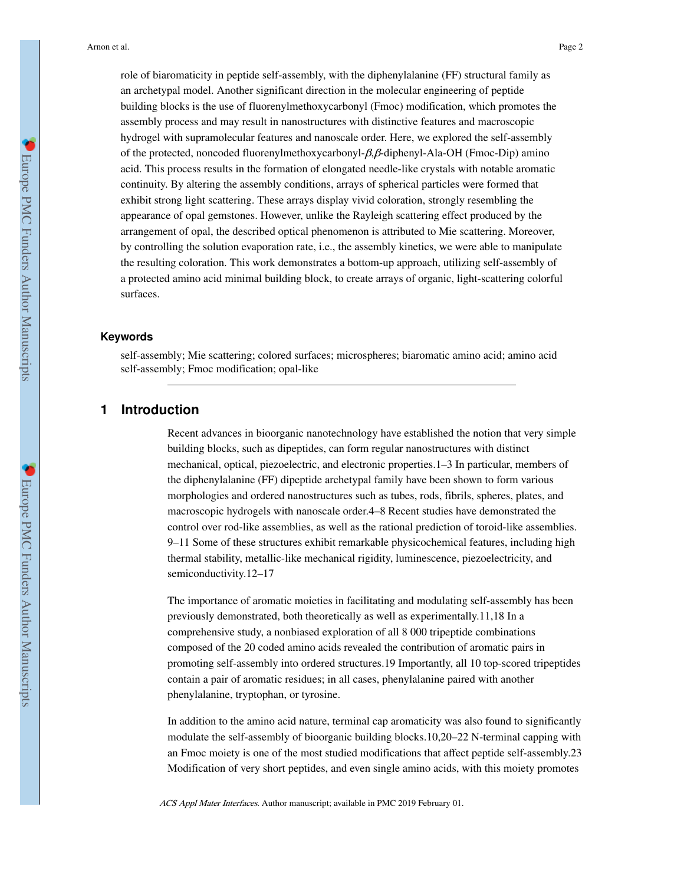role of biaromaticity in peptide self-assembly, with the diphenylalanine (FF) structural family as an archetypal model. Another significant direction in the molecular engineering of peptide building blocks is the use of fluorenylmethoxycarbonyl (Fmoc) modification, which promotes the assembly process and may result in nanostructures with distinctive features and macroscopic hydrogel with supramolecular features and nanoscale order. Here, we explored the self-assembly of the protected, noncoded fluorenylmethoxycarbonyl-*β*,*β*-diphenyl-Ala-OH (Fmoc-Dip) amino acid. This process results in the formation of elongated needle-like crystals with notable aromatic continuity. By altering the assembly conditions, arrays of spherical particles were formed that exhibit strong light scattering. These arrays display vivid coloration, strongly resembling the appearance of opal gemstones. However, unlike the Rayleigh scattering effect produced by the arrangement of opal, the described optical phenomenon is attributed to Mie scattering. Moreover, by controlling the solution evaporation rate, i.e., the assembly kinetics, we were able to manipulate the resulting coloration. This work demonstrates a bottom-up approach, utilizing self-assembly of a protected amino acid minimal building block, to create arrays of organic, light-scattering colorful surfaces.

### Keywords

self-assembly; Mie scattering; colored surfaces; microspheres; biaromatic amino acid; amino acid self-assembly; Fmoc modification; opal-like

## 1 Introduction

Recent advances in bioorganic nanotechnology have established the notion that very simple building blocks, such as dipeptides, can form regular nanostructures with distinct mechanical, optical, piezoelectric, and electronic properties.[1–3] In particular, members of the diphenylalanine (FF) dipeptide archetypal family have been shown to form various morphologies and ordered nanostructures such as tubes, rods, fibrils, spheres, plates, and macroscopic hydrogels with nanoscale order.[4–8] Recent studies have demonstrated the control over rod-like assemblies, as well as the rational prediction of toroid-like assemblies.[9–11] Some of these structures exhibit remarkable physicochemical features, including high thermal stability, metallic-like mechanical rigidity, luminescence, piezoelectricity, and semiconductivity.[12–17]

The importance of aromatic moieties in facilitating and modulating self-assembly has been previously demonstrated, both theoretically as well as experimentally.[11,18] In a comprehensive study, a nonbiased exploration of all 8 000 tripeptide combinations composed of the 20 coded amino acids revealed the contribution of aromatic pairs in promoting self-assembly into ordered structures.[19] Importantly, all 10 top-scored tripeptides contain a pair of aromatic residues; in all cases, phenylalanine paired with another phenylalanine, tryptophan, or tyrosine.

In addition to the amino acid nature, terminal cap aromaticity was also found to significantly modulate the self-assembly of bioorganic building blocks.[10,20–22] N-terminal capping with an Fmoc moiety is one of the most studied modifications that affect peptide self-assembly.[23] Modification of very short peptides, and even single amino acids, with this moiety promotes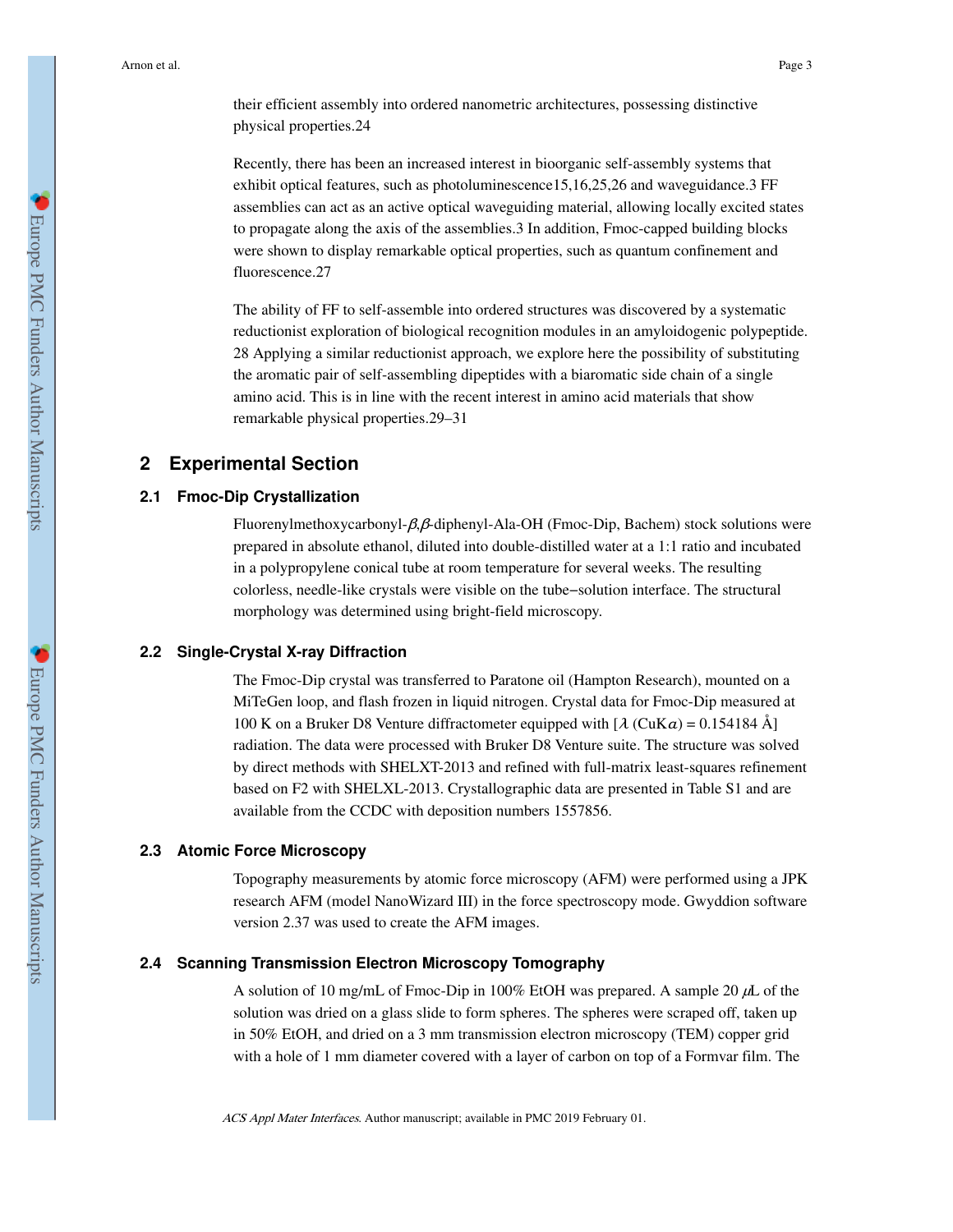their efficient assembly into ordered nanometric architectures, possessing distinctive physical properties.[24]

Recently, there has been an increased interest in bioorganic self-assembly systems that exhibit optical features, such as photoluminescence[15,16,25,26] and waveguidance.[3] FF assemblies can act as an active optical waveguiding material, allowing locally excited states to propagate along the axis of the assemblies.[3] In addition, Fmoc-capped building blocks were shown to display remarkable optical properties, such as quantum confinement and fluorescence.[27]

The ability of FF to self-assemble into ordered structures was discovered by a systematic reductionist exploration of biological recognition modules in an amyloidogenic polypeptide.[28] Applying a similar reductionist approach, we explore here the possibility of substituting the aromatic pair of self-assembling dipeptides with a biaromatic side chain of a single amino acid. This is in line with the recent interest in amino acid materials that show remarkable physical properties.[29–31]

## 2 Experimental Section

### 2.1 Fmoc-Dip Crystallization

Fluorenylmethoxycarbonyl-$\beta,\beta$-diphenyl-Ala-OH (Fmoc-Dip, Bachem) stock solutions were prepared in absolute ethanol, diluted into double-distilled water at a 1:1 ratio and incubated in a polypropylene conical tube at room temperature for several weeks. The resulting colorless, needle-like crystals were visible on the tube−solution interface. The structural morphology was determined using bright-field microscopy.

### 2.2 Single-Crystal X-ray Diffraction

The Fmoc-Dip crystal was transferred to Paratone oil (Hampton Research), mounted on a MiTeGen loop, and flash frozen in liquid nitrogen. Crystal data for Fmoc-Dip measured at 100 K on a Bruker D8 Venture diffractometer equipped with [$\lambda$ (CuK$\alpha$) = 0.154184 Å] radiation. The data were processed with Bruker D8 Venture suite. The structure was solved by direct methods with SHELXT-2013 and refined with full-matrix least-squares refinement based on F2 with SHELXL-2013. Crystallographic data are presented in Table S1 and are available from the CCDC with deposition numbers 1557856.

### 2.3 Atomic Force Microscopy

Topography measurements by atomic force microscopy (AFM) were performed using a JPK research AFM (model NanoWizard III) in the force spectroscopy mode. Gwyddion software version 2.37 was used to create the AFM images.

### 2.4 Scanning Transmission Electron Microscopy Tomography

A solution of 10 mg/mL of Fmoc-Dip in 100% EtOH was prepared. A sample 20 $\mu$L of the solution was dried on a glass slide to form spheres. The spheres were scraped off, taken up in 50% EtOH, and dried on a 3 mm transmission electron microscopy (TEM) copper grid with a hole of 1 mm diameter covered with a layer of carbon on top of a Formvar film. The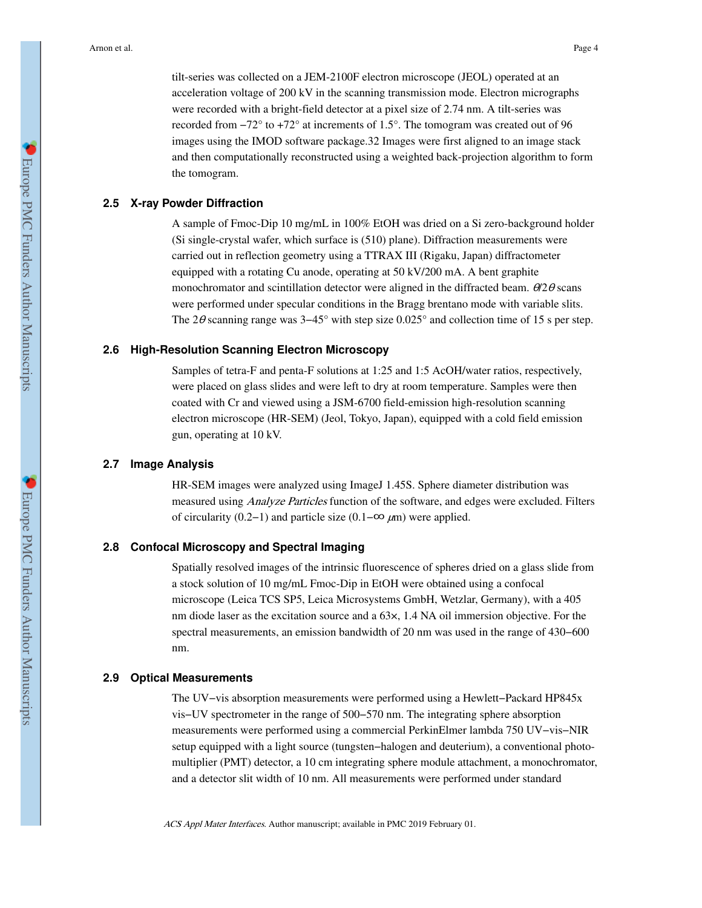tilt-series was collected on a JEM-2100F electron microscope (JEOL) operated at an acceleration voltage of 200 kV in the scanning transmission mode. Electron micrographs were recorded with a bright-field detector at a pixel size of 2.74 nm. A tilt-series was recorded from −72° to +72° at increments of 1.5°. The tomogram was created out of 96 images using the IMOD software package.32 Images were first aligned to an image stack and then computationally reconstructed using a weighted back-projection algorithm to form the tomogram.

### 2.5 X-ray Powder Diffraction

A sample of Fmoc-Dip 10 mg/mL in 100% EtOH was dried on a Si zero-background holder (Si single-crystal wafer, which surface is (510) plane). Diffraction measurements were carried out in reflection geometry using a TTRAX III (Rigaku, Japan) diffractometer equipped with a rotating Cu anode, operating at 50 kV/200 mA. A bent graphite monochromator and scintillation detector were aligned in the diffracted beam. $\theta/2\theta$ scans were performed under specular conditions in the Bragg brentano mode with variable slits. The $2\theta$ scanning range was 3−45° with step size 0.025° and collection time of 15 s per step.

### 2.6 High-Resolution Scanning Electron Microscopy

Samples of tetra-F and penta-F solutions at 1:25 and 1:5 AcOH/water ratios, respectively, were placed on glass slides and were left to dry at room temperature. Samples were then coated with Cr and viewed using a JSM-6700 field-emission high-resolution scanning electron microscope (HR-SEM) (Jeol, Tokyo, Japan), equipped with a cold field emission gun, operating at 10 kV.

### 2.7 Image Analysis

HR-SEM images were analyzed using ImageJ 1.45S. Sphere diameter distribution was measured using *Analyze Particles* function of the software, and edges were excluded. Filters of circularity (0.2−1) and particle size (0.1−∞ $\mu$m) were applied.

### 2.8 Confocal Microscopy and Spectral Imaging

Spatially resolved images of the intrinsic fluorescence of spheres dried on a glass slide from a stock solution of 10 mg/mL Fmoc-Dip in EtOH were obtained using a confocal microscope (Leica TCS SP5, Leica Microsystems GmbH, Wetzlar, Germany), with a 405 nm diode laser as the excitation source and a 63×, 1.4 NA oil immersion objective. For the spectral measurements, an emission bandwidth of 20 nm was used in the range of 430−600 nm.

### 2.9 Optical Measurements

The UV−vis absorption measurements were performed using a Hewlett−Packard HP845x vis−UV spectrometer in the range of 500−570 nm. The integrating sphere absorption measurements were performed using a commercial PerkinElmer lambda 750 UV−vis−NIR setup equipped with a light source (tungsten−halogen and deuterium), a conventional photo-multiplier (PMT) detector, a 10 cm integrating sphere module attachment, a monochromator, and a detector slit width of 10 nm. All measurements were performed under standard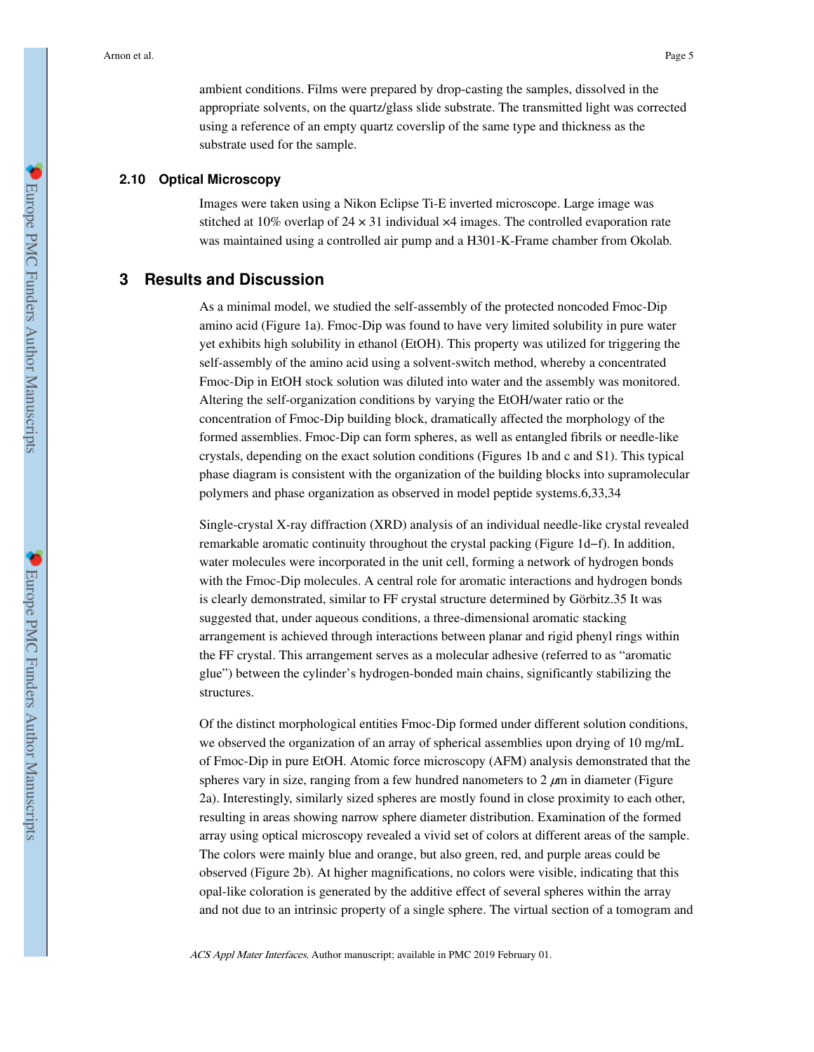ambient conditions. Films were prepared by drop-casting the samples, dissolved in the appropriate solvents, on the quartz/glass slide substrate. The transmitted light was corrected using a reference of an empty quartz coverslip of the same type and thickness as the substrate used for the sample.

### 2.10 Optical Microscopy

Images were taken using a Nikon Eclipse Ti-E inverted microscope. Large image was stitched at 10% overlap of 24 × 31 individual ×4 images. The controlled evaporation rate was maintained using a controlled air pump and a H301-K-Frame chamber from Okolab.

## 3 Results and Discussion

As a minimal model, we studied the self-assembly of the protected noncoded Fmoc-Dip amino acid (Figure 1a). Fmoc-Dip was found to have very limited solubility in pure water yet exhibits high solubility in ethanol (EtOH). This property was utilized for triggering the self-assembly of the amino acid using a solvent-switch method, whereby a concentrated Fmoc-Dip in EtOH stock solution was diluted into water and the assembly was monitored. Altering the self-organization conditions by varying the EtOH/water ratio or the concentration of Fmoc-Dip building block, dramatically affected the morphology of the formed assemblies. Fmoc-Dip can form spheres, as well as entangled fibrils or needle-like crystals, depending on the exact solution conditions (Figures 1b and c and S1). This typical phase diagram is consistent with the organization of the building blocks into supramolecular polymers and phase organization as observed in model peptide systems.[6,33,34]

Single-crystal X-ray diffraction (XRD) analysis of an individual needle-like crystal revealed remarkable aromatic continuity throughout the crystal packing (Figure 1d–f). In addition, water molecules were incorporated in the unit cell, forming a network of hydrogen bonds with the Fmoc-Dip molecules. A central role for aromatic interactions and hydrogen bonds is clearly demonstrated, similar to FF crystal structure determined by Görbitz.[35] It was suggested that, under aqueous conditions, a three-dimensional aromatic stacking arrangement is achieved through interactions between planar and rigid phenyl rings within the FF crystal. This arrangement serves as a molecular adhesive (referred to as "aromatic glue") between the cylinder's hydrogen-bonded main chains, significantly stabilizing the structures.

Of the distinct morphological entities Fmoc-Dip formed under different solution conditions, we observed the organization of an array of spherical assemblies upon drying of 10 mg/mL of Fmoc-Dip in pure EtOH. Atomic force microscopy (AFM) analysis demonstrated that the spheres vary in size, ranging from a few hundred nanometers to 2 $\mu$m in diameter (Figure 2a). Interestingly, similarly sized spheres are mostly found in close proximity to each other, resulting in areas showing narrow sphere diameter distribution. Examination of the formed array using optical microscopy revealed a vivid set of colors at different areas of the sample. The colors were mainly blue and orange, but also green, red, and purple areas could be observed (Figure 2b). At higher magnifications, no colors were visible, indicating that this opal-like coloration is generated by the additive effect of several spheres within the array and not due to an intrinsic property of a single sphere. The virtual section of a tomogram and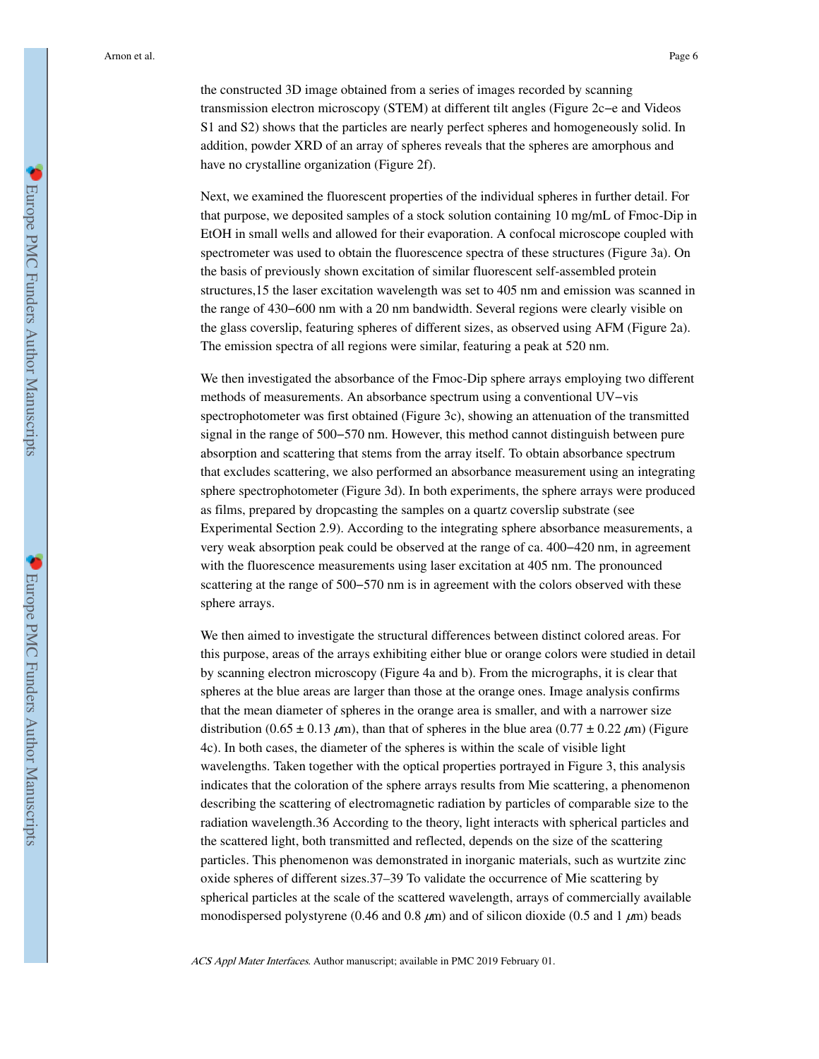the constructed 3D image obtained from a series of images recorded by scanning transmission electron microscopy (STEM) at different tilt angles (Figure 2c−e and Videos S1 and S2) shows that the particles are nearly perfect spheres and homogeneously solid. In addition, powder XRD of an array of spheres reveals that the spheres are amorphous and have no crystalline organization (Figure 2f).

Next, we examined the fluorescent properties of the individual spheres in further detail. For that purpose, we deposited samples of a stock solution containing 10 mg/mL of Fmoc-Dip in EtOH in small wells and allowed for their evaporation. A confocal microscope coupled with spectrometer was used to obtain the fluorescence spectra of these structures (Figure 3a). On the basis of previously shown excitation of similar fluorescent self-assembled protein structures,15 the laser excitation wavelength was set to 405 nm and emission was scanned in the range of 430−600 nm with a 20 nm bandwidth. Several regions were clearly visible on the glass coverslip, featuring spheres of different sizes, as observed using AFM (Figure 2a). The emission spectra of all regions were similar, featuring a peak at 520 nm.

We then investigated the absorbance of the Fmoc-Dip sphere arrays employing two different methods of measurements. An absorbance spectrum using a conventional UV−vis spectrophotometer was first obtained (Figure 3c), showing an attenuation of the transmitted signal in the range of 500−570 nm. However, this method cannot distinguish between pure absorption and scattering that stems from the array itself. To obtain absorbance spectrum that excludes scattering, we also performed an absorbance measurement using an integrating sphere spectrophotometer (Figure 3d). In both experiments, the sphere arrays were produced as films, prepared by dropcasting the samples on a quartz coverslip substrate (see Experimental Section 2.9). According to the integrating sphere absorbance measurements, a very weak absorption peak could be observed at the range of ca. 400−420 nm, in agreement with the fluorescence measurements using laser excitation at 405 nm. The pronounced scattering at the range of 500−570 nm is in agreement with the colors observed with these sphere arrays.

We then aimed to investigate the structural differences between distinct colored areas. For this purpose, areas of the arrays exhibiting either blue or orange colors were studied in detail by scanning electron microscopy (Figure 4a and b). From the micrographs, it is clear that spheres at the blue areas are larger than those at the orange ones. Image analysis confirms that the mean diameter of spheres in the orange area is smaller, and with a narrower size distribution ($0.65 \pm 0.13$ $\mu$m), than that of spheres in the blue area ($0.77 \pm 0.22$ $\mu$m) (Figure 4c). In both cases, the diameter of the spheres is within the scale of visible light wavelengths. Taken together with the optical properties portrayed in Figure 3, this analysis indicates that the coloration of the sphere arrays results from Mie scattering, a phenomenon describing the scattering of electromagnetic radiation by particles of comparable size to the radiation wavelength.36 According to the theory, light interacts with spherical particles and the scattered light, both transmitted and reflected, depends on the size of the scattering particles. This phenomenon was demonstrated in inorganic materials, such as wurtzite zinc oxide spheres of different sizes.37–39 To validate the occurrence of Mie scattering by spherical particles at the scale of the scattered wavelength, arrays of commercially available monodispersed polystyrene (0.46 and 0.8 $\mu$m) and of silicon dioxide (0.5 and 1 $\mu$m) beads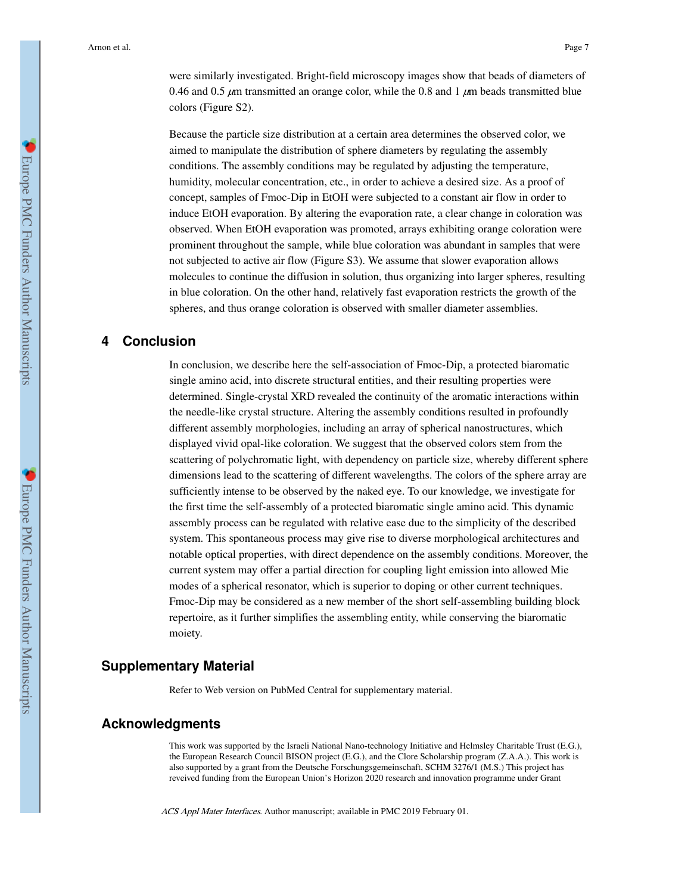were similarly investigated. Bright-field microscopy images show that beads of diameters of 0.46 and 0.5 $\mu$m transmitted an orange color, while the 0.8 and 1 $\mu$m beads transmitted blue colors (Figure S2).

Because the particle size distribution at a certain area determines the observed color, we aimed to manipulate the distribution of sphere diameters by regulating the assembly conditions. The assembly conditions may be regulated by adjusting the temperature, humidity, molecular concentration, etc., in order to achieve a desired size. As a proof of concept, samples of Fmoc-Dip in EtOH were subjected to a constant air flow in order to induce EtOH evaporation. By altering the evaporation rate, a clear change in coloration was observed. When EtOH evaporation was promoted, arrays exhibiting orange coloration were prominent throughout the sample, while blue coloration was abundant in samples that were not subjected to active air flow (Figure S3). We assume that slower evaporation allows molecules to continue the diffusion in solution, thus organizing into larger spheres, resulting in blue coloration. On the other hand, relatively fast evaporation restricts the growth of the spheres, and thus orange coloration is observed with smaller diameter assemblies.

## 4 Conclusion

In conclusion, we describe here the self-association of Fmoc-Dip, a protected biaromatic single amino acid, into discrete structural entities, and their resulting properties were determined. Single-crystal XRD revealed the continuity of the aromatic interactions within the needle-like crystal structure. Altering the assembly conditions resulted in profoundly different assembly morphologies, including an array of spherical nanostructures, which displayed vivid opal-like coloration. We suggest that the observed colors stem from the scattering of polychromatic light, with dependency on particle size, whereby different sphere dimensions lead to the scattering of different wavelengths. The colors of the sphere array are sufficiently intense to be observed by the naked eye. To our knowledge, we investigate for the first time the self-assembly of a protected biaromatic single amino acid. This dynamic assembly process can be regulated with relative ease due to the simplicity of the described system. This spontaneous process may give rise to diverse morphological architectures and notable optical properties, with direct dependence on the assembly conditions. Moreover, the current system may offer a partial direction for coupling light emission into allowed Mie modes of a spherical resonator, which is superior to doping or other current techniques. Fmoc-Dip may be considered as a new member of the short self-assembling building block repertoire, as it further simplifies the assembling entity, while conserving the biaromatic moiety.

## Supplementary Material

Refer to Web version on PubMed Central for supplementary material.

## Acknowledgments

This work was supported by the Israeli National Nano-technology Initiative and Helmsley Charitable Trust (E.G.), the European Research Council BISON project (E.G.), and the Clore Scholarship program (Z.A.A.). This work is also supported by a grant from the Deutsche Forschungsgemeinschaft, SCHM 3276/1 (M.S.) This project has reveived funding from the European Union's Horizon 2020 research and innovation programme under Grant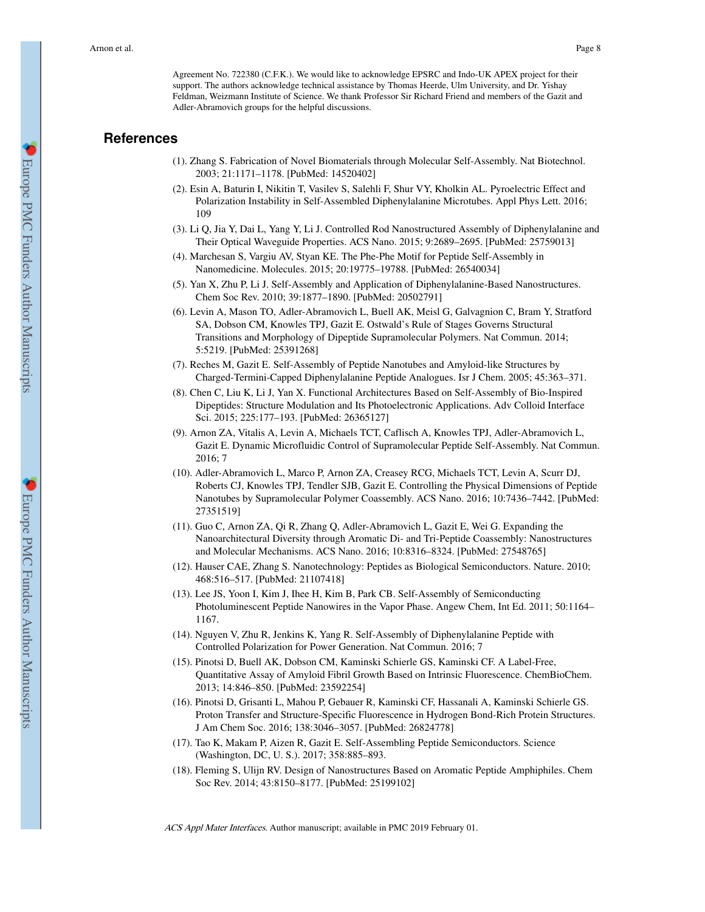Agreement No. 722380 (C.F.K.). We would like to acknowledge EPSRC and Indo-UK APEX project for their support. The authors acknowledge technical assistance by Thomas Heerde, Ulm University, and Dr. Yishay Feldman, Weizmann Institute of Science. We thank Professor Sir Richard Friend and members of the Gazit and Adler-Abramovich groups for the helpful discussions.

## References

(1). Zhang S. Fabrication of Novel Biomaterials through Molecular Self-Assembly. Nat Biotechnol. 2003; 21:1171–1178. [PubMed: 14520402]

(2). Esin A, Baturin I, Nikitin T, Vasilev S, Salehli F, Shur VY, Kholkin AL. Pyroelectric Effect and Polarization Instability in Self-Assembled Diphenylalanine Microtubes. Appl Phys Lett. 2016; 109

(3). Li Q, Jia Y, Dai L, Yang Y, Li J. Controlled Rod Nanostructured Assembly of Diphenylalanine and Their Optical Waveguide Properties. ACS Nano. 2015; 9:2689–2695. [PubMed: 25759013]

(4). Marchesan S, Vargiu AV, Styan KE. The Phe-Phe Motif for Peptide Self-Assembly in Nanomedicine. Molecules. 2015; 20:19775–19788. [PubMed: 26540034]

(5). Yan X, Zhu P, Li J. Self-Assembly and Application of Diphenylalanine-Based Nanostructures. Chem Soc Rev. 2010; 39:1877–1890. [PubMed: 20502791]

(6). Levin A, Mason TO, Adler-Abramovich L, Buell AK, Meisl G, Galvagnion C, Bram Y, Stratford SA, Dobson CM, Knowles TPJ, Gazit E. Ostwald's Rule of Stages Governs Structural Transitions and Morphology of Dipeptide Supramolecular Polymers. Nat Commun. 2014; 5:5219. [PubMed: 25391268]

(7). Reches M, Gazit E. Self-Assembly of Peptide Nanotubes and Amyloid-like Structures by Charged-Termini-Capped Diphenylalanine Peptide Analogues. Isr J Chem. 2005; 45:363–371.

(8). Chen C, Liu K, Li J, Yan X. Functional Architectures Based on Self-Assembly of Bio-Inspired Dipeptides: Structure Modulation and Its Photoelectronic Applications. Adv Colloid Interface Sci. 2015; 225:177–193. [PubMed: 26365127]

(9). Arnon ZA, Vitalis A, Levin A, Michaels TCT, Caflisch A, Knowles TPJ, Adler-Abramovich L, Gazit E. Dynamic Microfluidic Control of Supramolecular Peptide Self-Assembly. Nat Commun. 2016; 7

(10). Adler-Abramovich L, Marco P, Arnon ZA, Creasey RCG, Michaels TCT, Levin A, Scurr DJ, Roberts CJ, Knowles TPJ, Tendler SJB, Gazit E. Controlling the Physical Dimensions of Peptide Nanotubes by Supramolecular Polymer Coassembly. ACS Nano. 2016; 10:7436–7442. [PubMed: 27351519]

(11). Guo C, Arnon ZA, Qi R, Zhang Q, Adler-Abramovich L, Gazit E, Wei G. Expanding the Nanoarchitectural Diversity through Aromatic Di- and Tri-Peptide Coassembly: Nanostructures and Molecular Mechanisms. ACS Nano. 2016; 10:8316–8324. [PubMed: 27548765]

(12). Hauser CAE, Zhang S. Nanotechnology: Peptides as Biological Semiconductors. Nature. 2010; 468:516–517. [PubMed: 21107418]

(13). Lee JS, Yoon I, Kim J, Ihee H, Kim B, Park CB. Self-Assembly of Semiconducting Photoluminescent Peptide Nanowires in the Vapor Phase. Angew Chem, Int Ed. 2011; 50:1164–1167.

(14). Nguyen V, Zhu R, Jenkins K, Yang R. Self-Assembly of Diphenylalanine Peptide with Controlled Polarization for Power Generation. Nat Commun. 2016; 7

(15). Pinotsi D, Buell AK, Dobson CM, Kaminski Schierle GS, Kaminski CF. A Label-Free, Quantitative Assay of Amyloid Fibril Growth Based on Intrinsic Fluorescence. ChemBioChem. 2013; 14:846–850. [PubMed: 23592254]

(16). Pinotsi D, Grisanti L, Mahou P, Gebauer R, Kaminski CF, Hassanali A, Kaminski Schierle GS. Proton Transfer and Structure-Specific Fluorescence in Hydrogen Bond-Rich Protein Structures. J Am Chem Soc. 2016; 138:3046–3057. [PubMed: 26824778]

(17). Tao K, Makam P, Aizen R, Gazit E. Self-Assembling Peptide Semiconductors. Science (Washington, DC, U. S.). 2017; 358:885–893.

(18). Fleming S, Ulijn RV. Design of Nanostructures Based on Aromatic Peptide Amphiphiles. Chem Soc Rev. 2014; 43:8150–8177. [PubMed: 25199102]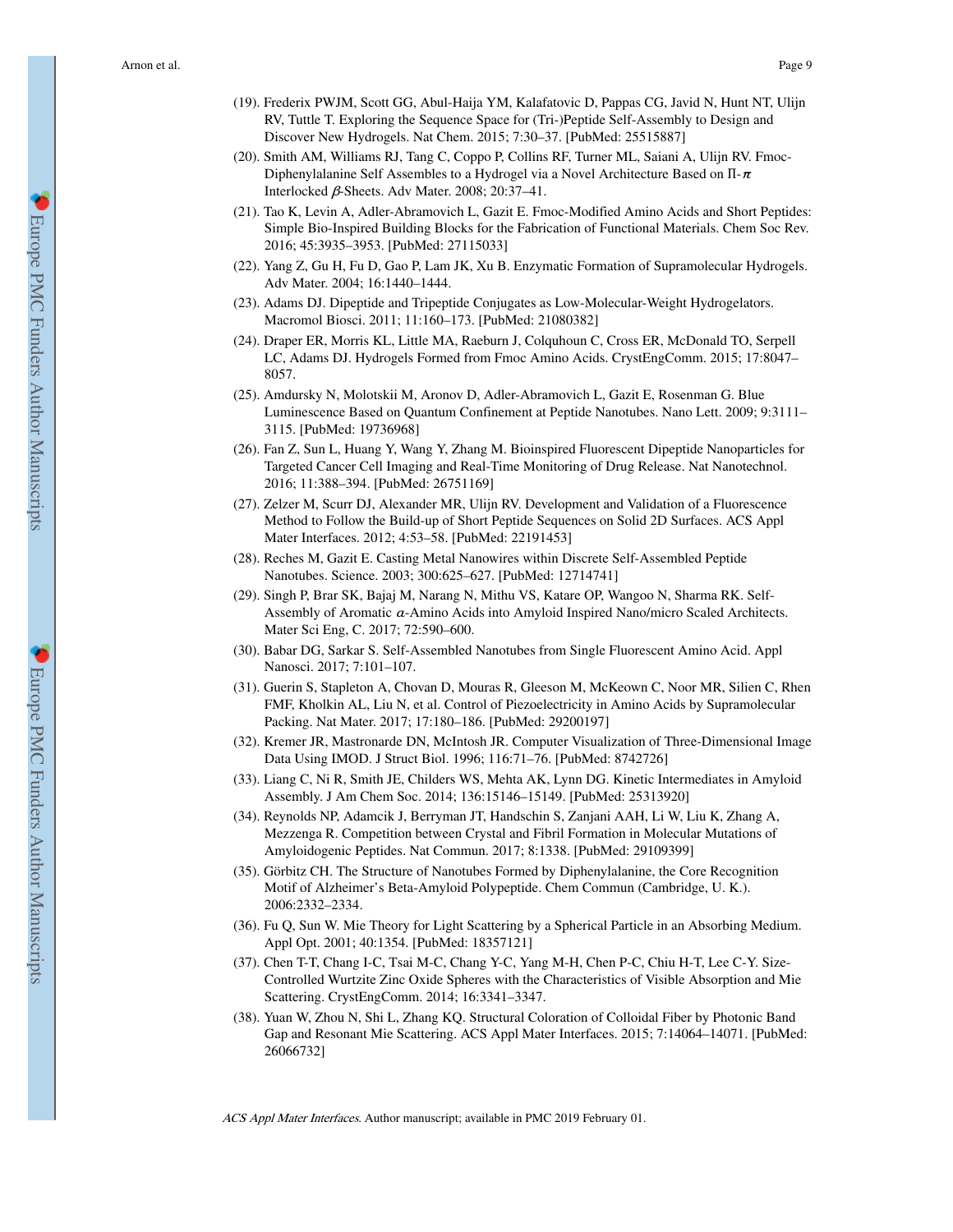(19). Frederix PWJM, Scott GG, Abul-Haija YM, Kalafatovic D, Pappas CG, Javid N, Hunt NT, Ulijn RV, Tuttle T. Exploring the Sequence Space for (Tri-)Peptide Self-Assembly to Design and Discover New Hydrogels. Nat Chem. 2015; 7:30–37. [PubMed: 25515887]

(20). Smith AM, Williams RJ, Tang C, Coppo P, Collins RF, Turner ML, Saiani A, Ulijn RV. Fmoc-Diphenylalanine Self Assembles to a Hydrogel via a Novel Architecture Based on Π-$\pi$ Interlocked $\beta$-Sheets. Adv Mater. 2008; 20:37–41.

(21). Tao K, Levin A, Adler-Abramovich L, Gazit E. Fmoc-Modified Amino Acids and Short Peptides: Simple Bio-Inspired Building Blocks for the Fabrication of Functional Materials. Chem Soc Rev. 2016; 45:3935–3953. [PubMed: 27115033]

(22). Yang Z, Gu H, Fu D, Gao P, Lam JK, Xu B. Enzymatic Formation of Supramolecular Hydrogels. Adv Mater. 2004; 16:1440–1444.

(23). Adams DJ. Dipeptide and Tripeptide Conjugates as Low-Molecular-Weight Hydrogelators. Macromol Biosci. 2011; 11:160–173. [PubMed: 21080382]

(24). Draper ER, Morris KL, Little MA, Raeburn J, Colquhoun C, Cross ER, McDonald TO, Serpell LC, Adams DJ. Hydrogels Formed from Fmoc Amino Acids. CrystEngComm. 2015; 17:8047–8057.

(25). Amdursky N, Molotskii M, Aronov D, Adler-Abramovich L, Gazit E, Rosenman G. Blue Luminescence Based on Quantum Confinement at Peptide Nanotubes. Nano Lett. 2009; 9:3111–3115. [PubMed: 19736968]

(26). Fan Z, Sun L, Huang Y, Wang Y, Zhang M. Bioinspired Fluorescent Dipeptide Nanoparticles for Targeted Cancer Cell Imaging and Real-Time Monitoring of Drug Release. Nat Nanotechnol. 2016; 11:388–394. [PubMed: 26751169]

(27). Zelzer M, Scurr DJ, Alexander MR, Ulijn RV. Development and Validation of a Fluorescence Method to Follow the Build-up of Short Peptide Sequences on Solid 2D Surfaces. ACS Appl Mater Interfaces. 2012; 4:53–58. [PubMed: 22191453]

(28). Reches M, Gazit E. Casting Metal Nanowires within Discrete Self-Assembled Peptide Nanotubes. Science. 2003; 300:625–627. [PubMed: 12714741]

(29). Singh P, Brar SK, Bajaj M, Narang N, Mithu VS, Katare OP, Wangoo N, Sharma RK. Self-Assembly of Aromatic $\alpha$-Amino Acids into Amyloid Inspired Nano/micro Scaled Architects. Mater Sci Eng, C. 2017; 72:590–600.

(30). Babar DG, Sarkar S. Self-Assembled Nanotubes from Single Fluorescent Amino Acid. Appl Nanosci. 2017; 7:101–107.

(31). Guerin S, Stapleton A, Chovan D, Mouras R, Gleeson M, McKeown C, Noor MR, Silien C, Rhen FMF, Kholkin AL, Liu N, et al. Control of Piezoelectricity in Amino Acids by Supramolecular Packing. Nat Mater. 2017; 17:180–186. [PubMed: 29200197]

(32). Kremer JR, Mastronarde DN, McIntosh JR. Computer Visualization of Three-Dimensional Image Data Using IMOD. J Struct Biol. 1996; 116:71–76. [PubMed: 8742726]

(33). Liang C, Ni R, Smith JE, Childers WS, Mehta AK, Lynn DG. Kinetic Intermediates in Amyloid Assembly. J Am Chem Soc. 2014; 136:15146–15149. [PubMed: 25313920]

(34). Reynolds NP, Adamcik J, Berryman JT, Handschin S, Zanjani AAH, Li W, Liu K, Zhang A, Mezzenga R. Competition between Crystal and Fibril Formation in Molecular Mutations of Amyloidogenic Peptides. Nat Commun. 2017; 8:1338. [PubMed: 29109399]

(35). Görbitz CH. The Structure of Nanotubes Formed by Diphenylalanine, the Core Recognition Motif of Alzheimer's Beta-Amyloid Polypeptide. Chem Commun (Cambridge, U. K.). 2006:2332–2334.

(36). Fu Q, Sun W. Mie Theory for Light Scattering by a Spherical Particle in an Absorbing Medium. Appl Opt. 2001; 40:1354. [PubMed: 18357121]

(37). Chen T-T, Chang I-C, Tsai M-C, Chang Y-C, Yang M-H, Chen P-C, Chiu H-T, Lee C-Y. Size-Controlled Wurtzite Zinc Oxide Spheres with the Characteristics of Visible Absorption and Mie Scattering. CrystEngComm. 2014; 16:3341–3347.

(38). Yuan W, Zhou N, Shi L, Zhang KQ. Structural Coloration of Colloidal Fiber by Photonic Band Gap and Resonant Mie Scattering. ACS Appl Mater Interfaces. 2015; 7:14064–14071. [PubMed: 26066732]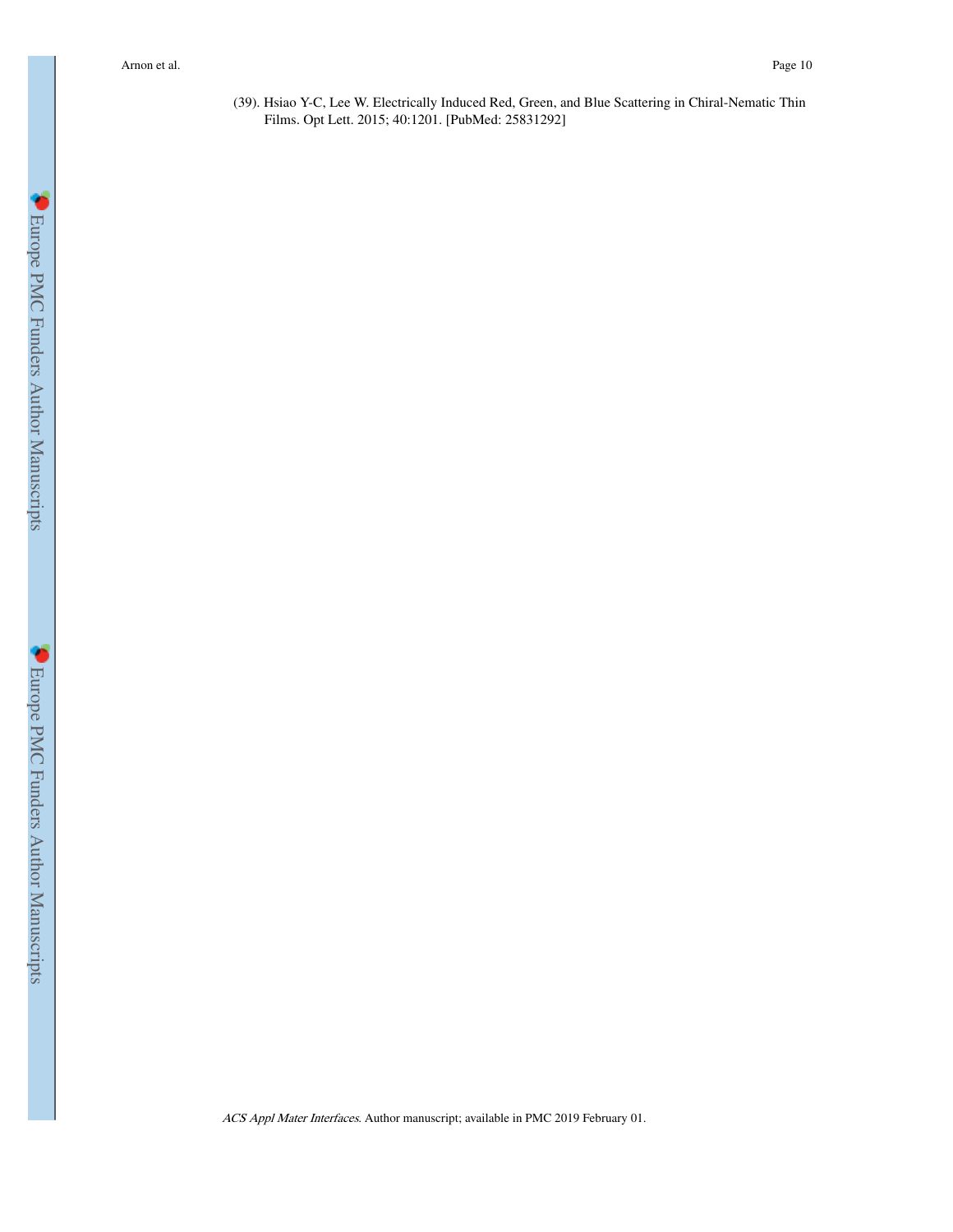(39). Hsiao Y-C, Lee W. Electrically Induced Red, Green, and Blue Scattering in Chiral-Nematic Thin Films. Opt Lett. 2015; 40:1201. [PubMed: 25831292]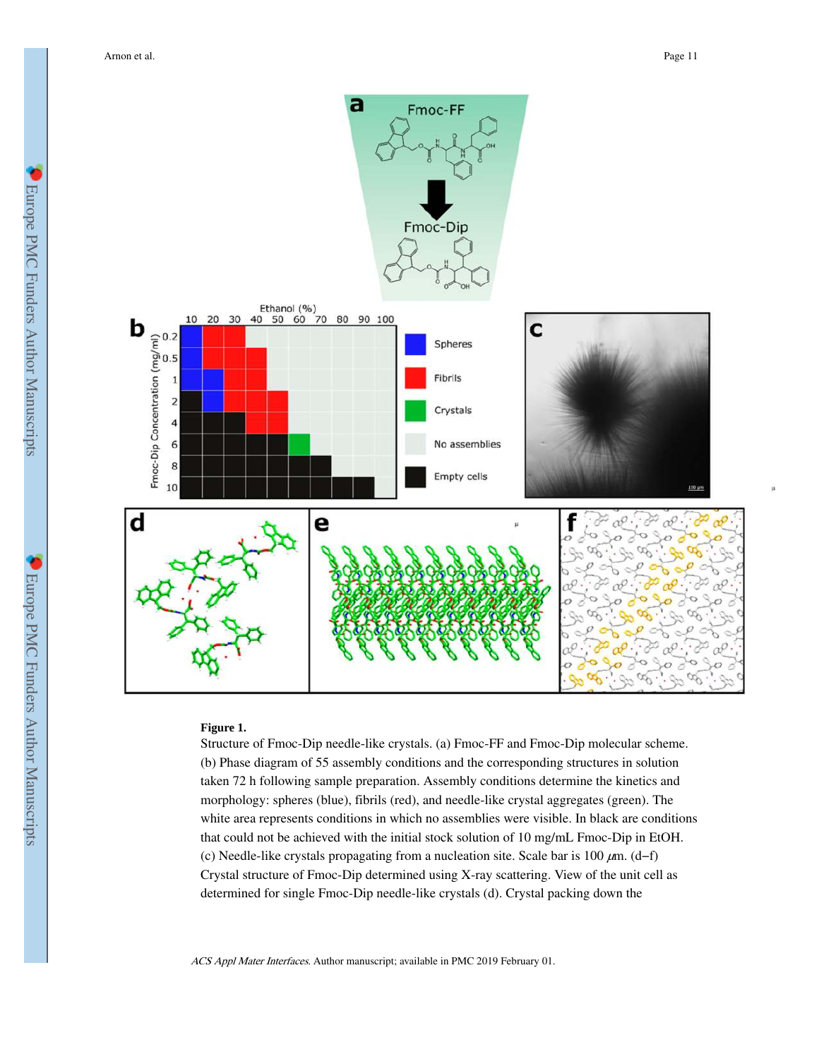**Figure 1.**

Structure of Fmoc-Dip needle-like crystals. (a) Fmoc-FF and Fmoc-Dip molecular scheme. (b) Phase diagram of 55 assembly conditions and the corresponding structures in solution taken 72 h following sample preparation. Assembly conditions determine the kinetics and morphology: spheres (blue), fibrils (red), and needle-like crystal aggregates (green). The white area represents conditions in which no assemblies were visible. In black are conditions that could not be achieved with the initial stock solution of 10 mg/mL Fmoc-Dip in EtOH. (c) Needle-like crystals propagating from a nucleation site. Scale bar is 100 $\mu$m. (d–f) Crystal structure of Fmoc-Dip determined using X-ray scattering. View of the unit cell as determined for single Fmoc-Dip needle-like crystals (d). Crystal packing down the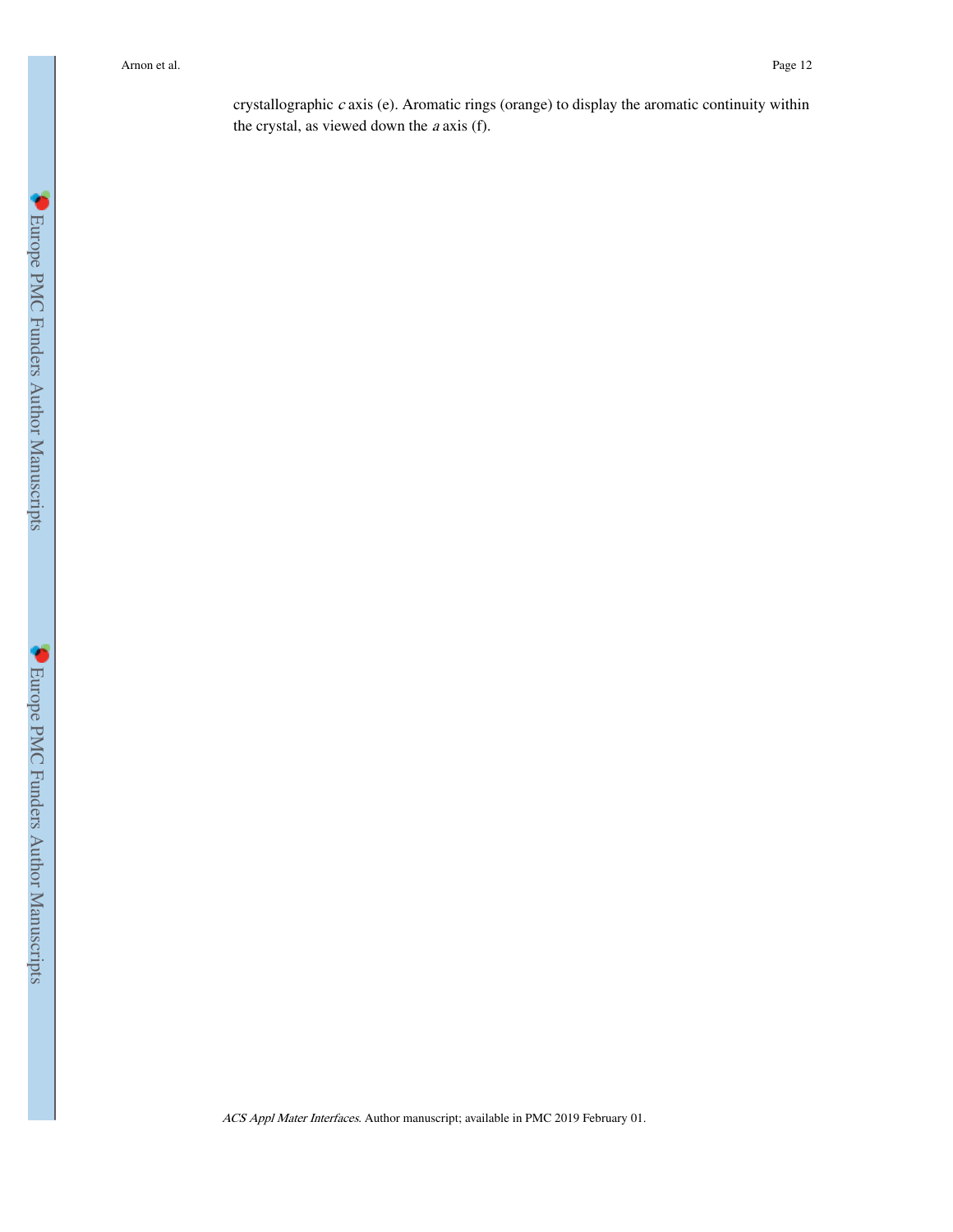crystallographic *c* axis (e). Aromatic rings (orange) to display the aromatic continuity within the crystal, as viewed down the *a* axis (f).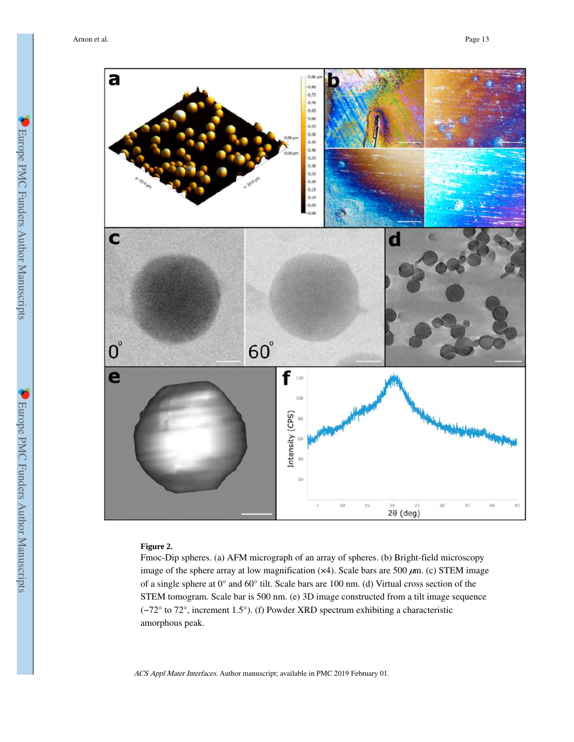**Figure 2.**

Fmoc-Dip spheres. (a) AFM micrograph of an array of spheres. (b) Bright-field microscopy image of the sphere array at low magnification (×4). Scale bars are 500 $\mu$m. (c) STEM image of a single sphere at 0° and 60° tilt. Scale bars are 100 nm. (d) Virtual cross section of the STEM tomogram. Scale bar is 500 nm. (e) 3D image constructed from a tilt image sequence (−72° to 72°, increment 1.5°). (f) Powder XRD spectrum exhibiting a characteristic amorphous peak.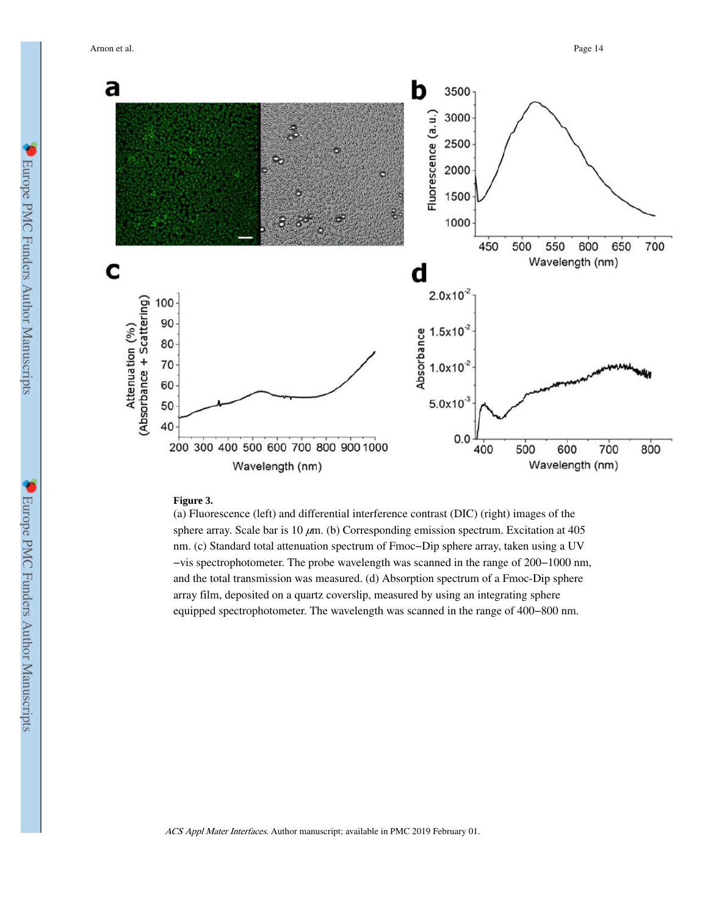**Figure 3.**

(a) Fluorescence (left) and differential interference contrast (DIC) (right) images of the sphere array. Scale bar is 10 $\mu$m. (b) Corresponding emission spectrum. Excitation at 405 nm. (c) Standard total attenuation spectrum of Fmoc−Dip sphere array, taken using a UV−vis spectrophotometer. The probe wavelength was scanned in the range of 200−1000 nm, and the total transmission was measured. (d) Absorption spectrum of a Fmoc-Dip sphere array film, deposited on a quartz coverslip, measured by using an integrating sphere equipped spectrophotometer. The wavelength was scanned in the range of 400−800 nm.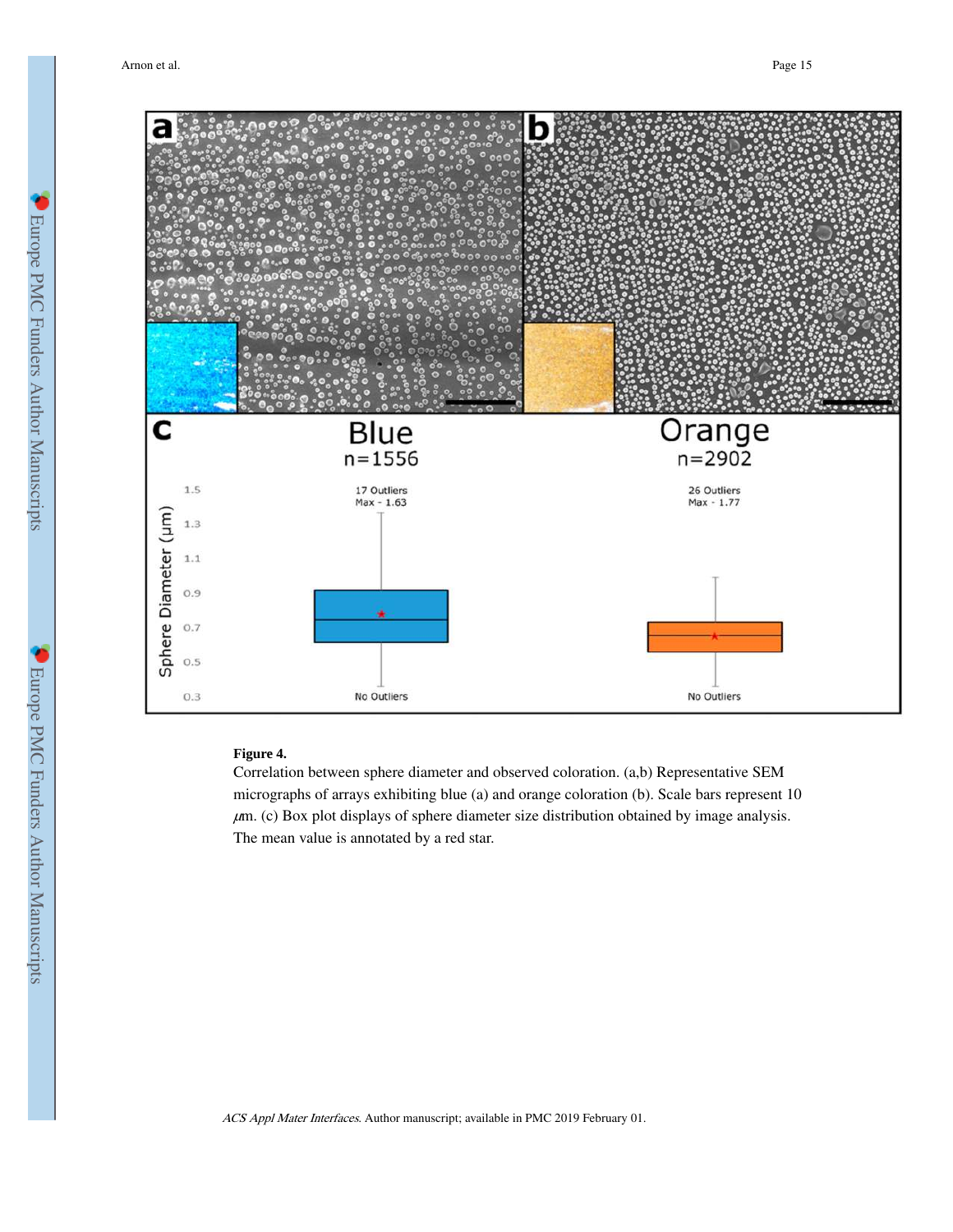a

b

c

Blue
n=1556

Orange
n=2902

Sphere Diameter (μm)

1.5
1.3
1.1
0.9
0.7
0.5
0.3

17 Outliers
Max - 1.63

No Outliers

26 Outliers
Max - 1.77

No Outliers

**Figure 4.**

Correlation between sphere diameter and observed coloration. (a,b) Representative SEM micrographs of arrays exhibiting blue (a) and orange coloration (b). Scale bars represent 10 $\mu$m. (c) Box plot displays of sphere diameter size distribution obtained by image analysis. The mean value is annotated by a red star.